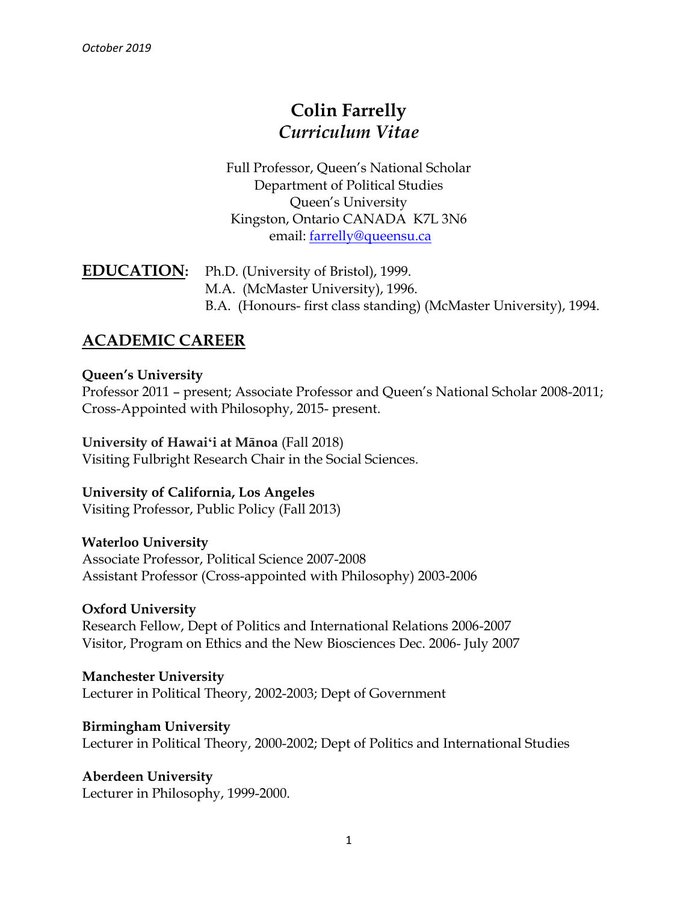*October 2019*

# Colin Farrelly
## *Curriculum Vitae*

Full Professor, Queen's National Scholar
Department of Political Studies
Queen's University
Kingston, Ontario CANADA K7L 3N6
email: farrelly@queensu.ca

**EDUCATION:** Ph.D. (University of Bristol), 1999.
M.A. (McMaster University), 1996.
B.A. (Honours- first class standing) (McMaster University), 1994.

## ACADEMIC CAREER

**Queen's University**
Professor 2011 – present; Associate Professor and Queen's National Scholar 2008-2011; Cross-Appointed with Philosophy, 2015- present.

**University of Hawaiʻi at Mānoa** (Fall 2018)
Visiting Fulbright Research Chair in the Social Sciences.

**University of California, Los Angeles**
Visiting Professor, Public Policy (Fall 2013)

**Waterloo University**
Associate Professor, Political Science 2007-2008
Assistant Professor (Cross-appointed with Philosophy) 2003-2006

**Oxford University**
Research Fellow, Dept of Politics and International Relations 2006-2007
Visitor, Program on Ethics and the New Biosciences Dec. 2006- July 2007

**Manchester University**
Lecturer in Political Theory, 2002-2003; Dept of Government

**Birmingham University**
Lecturer in Political Theory, 2000-2002; Dept of Politics and International Studies

**Aberdeen University**
Lecturer in Philosophy, 1999-2000.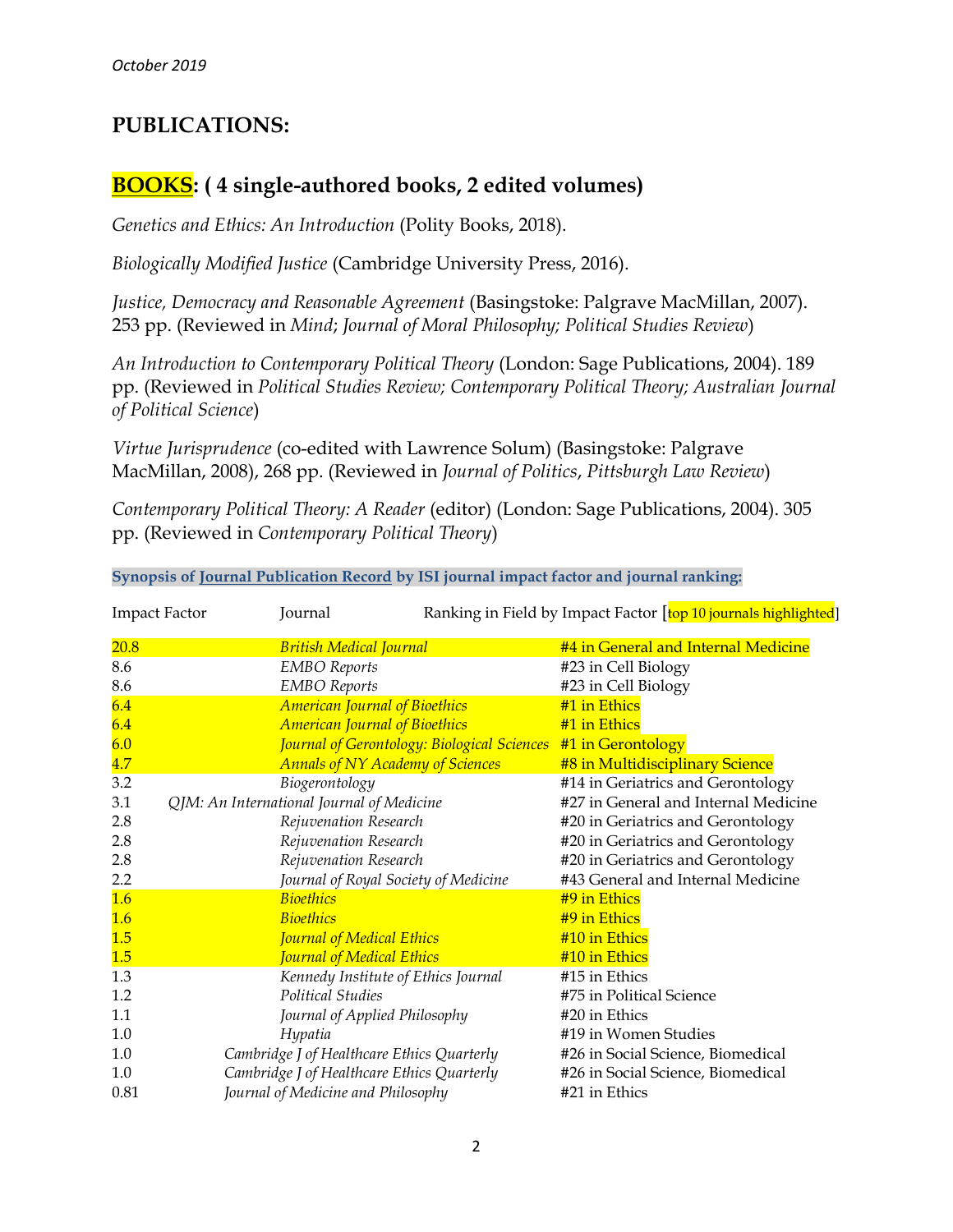# PUBLICATIONS:

## BOOKS: ( 4 single-authored books, 2 edited volumes)

*Genetics and Ethics: An Introduction* (Polity Books, 2018).

*Biologically Modified Justice* (Cambridge University Press, 2016).

*Justice, Democracy and Reasonable Agreement* (Basingstoke: Palgrave MacMillan, 2007). 253 pp. (Reviewed in *Mind*; *Journal of Moral Philosophy; Political Studies Review*)

*An Introduction to Contemporary Political Theory* (London: Sage Publications, 2004). 189 pp. (Reviewed in *Political Studies Review; Contemporary Political Theory; Australian Journal of Political Science*)

*Virtue Jurisprudence* (co-edited with Lawrence Solum) (Basingstoke: Palgrave MacMillan, 2008), 268 pp. (Reviewed in *Journal of Politics*, *Pittsburgh Law Review*)

*Contemporary Political Theory: A Reader* (editor) (London: Sage Publications, 2004). 305 pp. (Reviewed in *Contemporary Political Theory*)

**Synopsis of Journal Publication Record by ISI journal impact factor and journal ranking:**

| Impact Factor | Journal | Ranking in Field by Impact Factor [top 10 journals highlighted] |
|---|---|---|
| 20.8 | *British Medical Journal* | #4 in General and Internal Medicine |
| 8.6 | *EMBO Reports* | #23 in Cell Biology |
| 8.6 | *EMBO Reports* | #23 in Cell Biology |
| 6.4 | *American Journal of Bioethics* | #1 in Ethics |
| 6.4 | *American Journal of Bioethics* | #1 in Ethics |
| 6.0 | *Journal of Gerontology: Biological Sciences* | #1 in Gerontology |
| 4.7 | *Annals of NY Academy of Sciences* | #8 in Multidisciplinary Science |
| 3.2 | *Biogerontology* | #14 in Geriatrics and Gerontology |
| 3.1 | *QJM: An International Journal of Medicine* | #27 in General and Internal Medicine |
| 2.8 | *Rejuvenation Research* | #20 in Geriatrics and Gerontology |
| 2.8 | *Rejuvenation Research* | #20 in Geriatrics and Gerontology |
| 2.8 | *Rejuvenation Research* | #20 in Geriatrics and Gerontology |
| 2.2 | *Journal of Royal Society of Medicine* | #43 General and Internal Medicine |
| 1.6 | *Bioethics* | #9 in Ethics |
| 1.6 | *Bioethics* | #9 in Ethics |
| 1.5 | *Journal of Medical Ethics* | #10 in Ethics |
| 1.5 | *Journal of Medical Ethics* | #10 in Ethics |
| 1.3 | *Kennedy Institute of Ethics Journal* | #15 in Ethics |
| 1.2 | *Political Studies* | #75 in Political Science |
| 1.1 | *Journal of Applied Philosophy* | #20 in Ethics |
| 1.0 | *Hypatia* | #19 in Women Studies |
| 1.0 | *Cambridge J of Healthcare Ethics Quarterly* | #26 in Social Science, Biomedical |
| 1.0 | *Cambridge J of Healthcare Ethics Quarterly* | #26 in Social Science, Biomedical |
| 0.81 | *Journal of Medicine and Philosophy* | #21 in Ethics |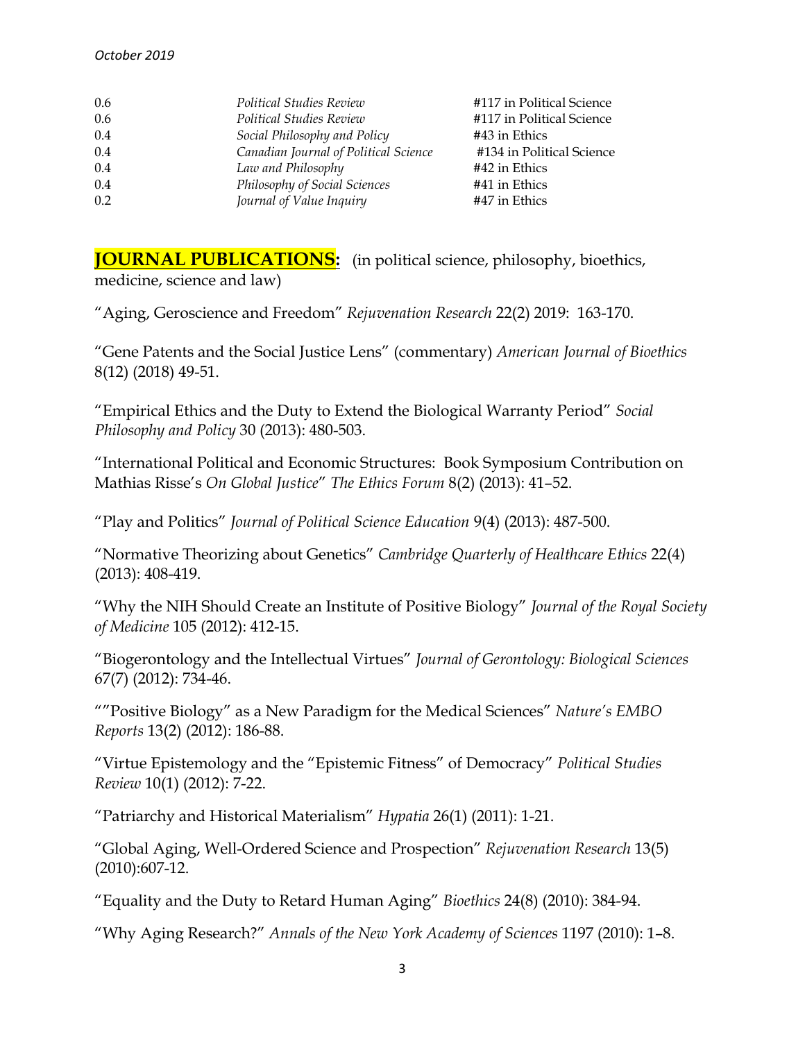| | | |
|---|---|---|
| 0.6 | *Political Studies Review* | #117 in Political Science |
| 0.6 | *Political Studies Review* | #117 in Political Science |
| 0.4 | *Social Philosophy and Policy* | #43 in Ethics |
| 0.4 | *Canadian Journal of Political Science* | #134 in Political Science |
| 0.4 | *Law and Philosophy* | #42 in Ethics |
| 0.4 | *Philosophy of Social Sciences* | #41 in Ethics |
| 0.2 | *Journal of Value Inquiry* | #47 in Ethics |

**JOURNAL PUBLICATIONS:** (in political science, philosophy, bioethics, medicine, science and law)

"Aging, Geroscience and Freedom" *Rejuvenation Research* 22(2) 2019: 163-170.

"Gene Patents and the Social Justice Lens" (commentary) *American Journal of Bioethics* 8(12) (2018) 49-51.

"Empirical Ethics and the Duty to Extend the Biological Warranty Period" *Social Philosophy and Policy* 30 (2013): 480-503.

"International Political and Economic Structures: Book Symposium Contribution on Mathias Risse's *On Global Justice*" *The Ethics Forum* 8(2) (2013): 41–52.

"Play and Politics" *Journal of Political Science Education* 9(4) (2013): 487-500.

"Normative Theorizing about Genetics" *Cambridge Quarterly of Healthcare Ethics* 22(4) (2013): 408-419.

"Why the NIH Should Create an Institute of Positive Biology" *Journal of the Royal Society of Medicine* 105 (2012): 412-15.

"Biogerontology and the Intellectual Virtues" *Journal of Gerontology: Biological Sciences* 67(7) (2012): 734-46.

""Positive Biology" as a New Paradigm for the Medical Sciences" *Nature's EMBO Reports* 13(2) (2012): 186-88.

"Virtue Epistemology and the "Epistemic Fitness" of Democracy" *Political Studies Review* 10(1) (2012): 7-22.

"Patriarchy and Historical Materialism" *Hypatia* 26(1) (2011): 1-21.

"Global Aging, Well-Ordered Science and Prospection" *Rejuvenation Research* 13(5) (2010):607-12.

"Equality and the Duty to Retard Human Aging" *Bioethics* 24(8) (2010): 384-94.

"Why Aging Research?" *Annals of the New York Academy of Sciences* 1197 (2010): 1–8.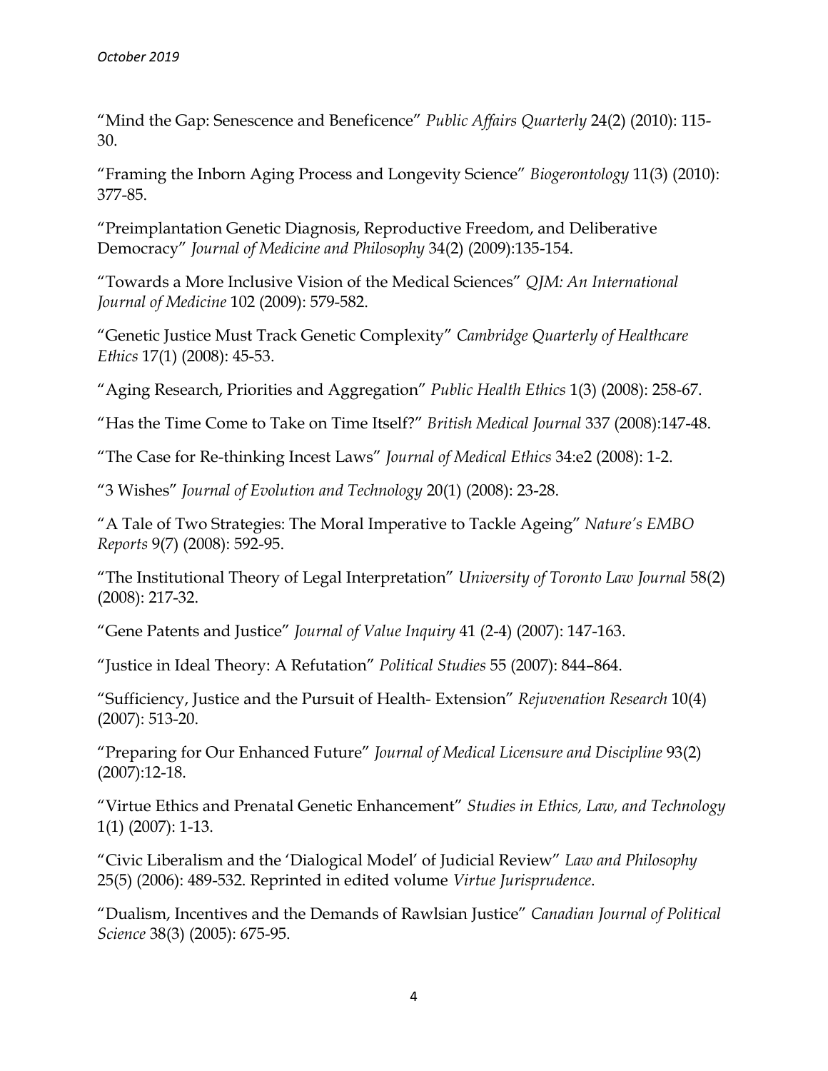"Mind the Gap: Senescence and Beneficence" *Public Affairs Quarterly* 24(2) (2010): 115-30.

"Framing the Inborn Aging Process and Longevity Science" *Biogerontology* 11(3) (2010): 377-85.

"Preimplantation Genetic Diagnosis, Reproductive Freedom, and Deliberative Democracy" *Journal of Medicine and Philosophy* 34(2) (2009):135-154.

"Towards a More Inclusive Vision of the Medical Sciences" *QJM: An International Journal of Medicine* 102 (2009): 579-582.

"Genetic Justice Must Track Genetic Complexity" *Cambridge Quarterly of Healthcare Ethics* 17(1) (2008): 45-53.

"Aging Research, Priorities and Aggregation" *Public Health Ethics* 1(3) (2008): 258-67.

"Has the Time Come to Take on Time Itself?" *British Medical Journal* 337 (2008):147-48.

"The Case for Re-thinking Incest Laws" *Journal of Medical Ethics* 34:e2 (2008): 1-2.

"3 Wishes" *Journal of Evolution and Technology* 20(1) (2008): 23-28.

"A Tale of Two Strategies: The Moral Imperative to Tackle Ageing" *Nature's EMBO Reports* 9(7) (2008): 592-95.

"The Institutional Theory of Legal Interpretation" *University of Toronto Law Journal* 58(2) (2008): 217-32.

"Gene Patents and Justice" *Journal of Value Inquiry* 41 (2-4) (2007): 147-163.

"Justice in Ideal Theory: A Refutation" *Political Studies* 55 (2007): 844–864.

"Sufficiency, Justice and the Pursuit of Health- Extension" *Rejuvenation Research* 10(4) (2007): 513-20.

"Preparing for Our Enhanced Future" *Journal of Medical Licensure and Discipline* 93(2) (2007):12-18.

"Virtue Ethics and Prenatal Genetic Enhancement" *Studies in Ethics, Law, and Technology* 1(1) (2007): 1-13.

"Civic Liberalism and the 'Dialogical Model' of Judicial Review" *Law and Philosophy* 25(5) (2006): 489-532. Reprinted in edited volume *Virtue Jurisprudence*.

"Dualism, Incentives and the Demands of Rawlsian Justice" *Canadian Journal of Political Science* 38(3) (2005): 675-95.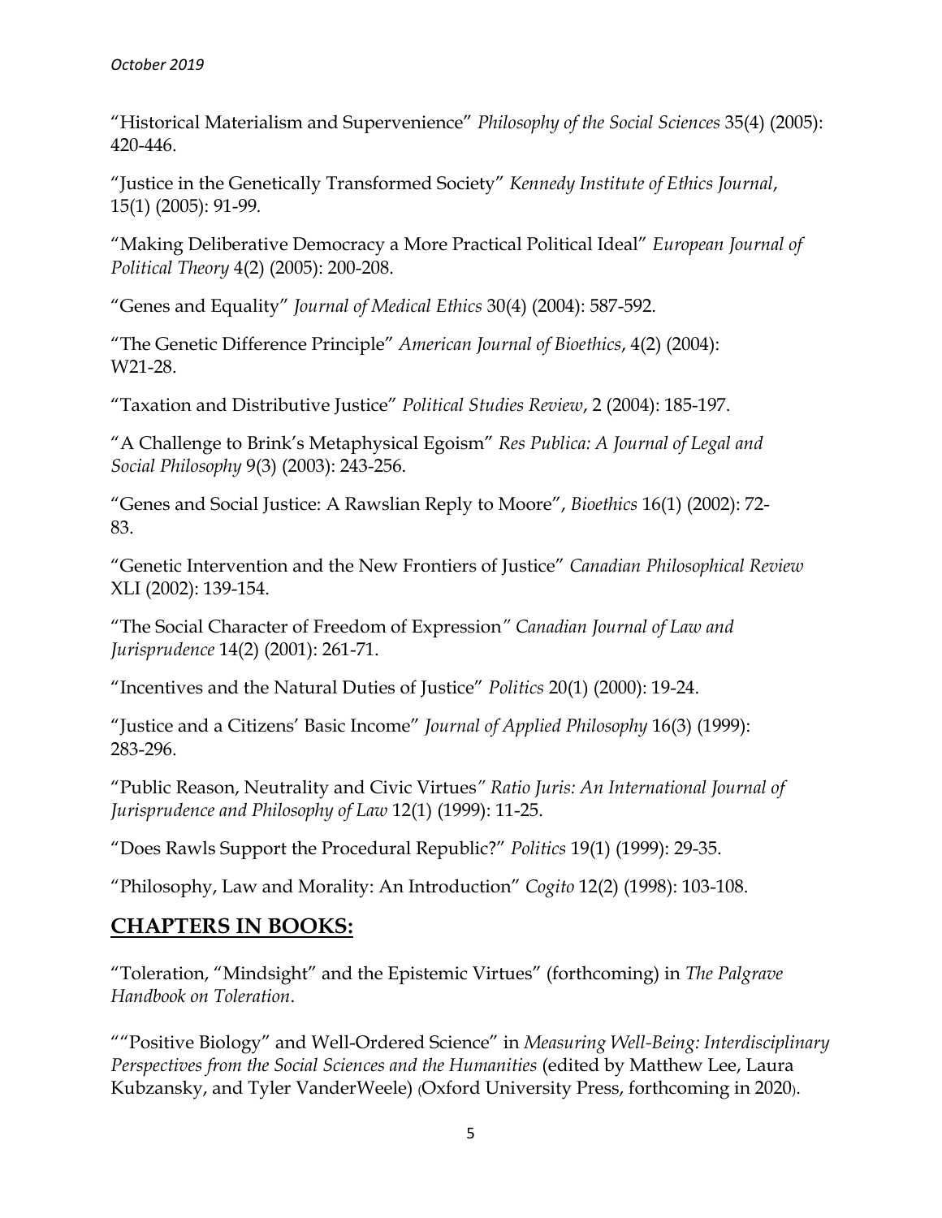"Historical Materialism and Supervenience" *Philosophy of the Social Sciences* 35(4) (2005): 420-446.

"Justice in the Genetically Transformed Society" *Kennedy Institute of Ethics Journal*, 15(1) (2005): 91-99.

"Making Deliberative Democracy a More Practical Political Ideal" *European Journal of Political Theory* 4(2) (2005): 200-208.

"Genes and Equality" *Journal of Medical Ethics* 30(4) (2004): 587-592.

"The Genetic Difference Principle" *American Journal of Bioethics*, 4(2) (2004): W21-28.

"Taxation and Distributive Justice" *Political Studies Review*, 2 (2004): 185-197.

"A Challenge to Brink's Metaphysical Egoism" *Res Publica: A Journal of Legal and Social Philosophy* 9(3) (2003): 243-256.

"Genes and Social Justice: A Rawslian Reply to Moore", *Bioethics* 16(1) (2002): 72-83.

"Genetic Intervention and the New Frontiers of Justice" *Canadian Philosophical Review* XLI (2002): 139-154.

"The Social Character of Freedom of Expression*" Canadian Journal of Law and Jurisprudence* 14(2) (2001): 261-71.

"Incentives and the Natural Duties of Justice" *Politics* 20(1) (2000): 19-24.

"Justice and a Citizens' Basic Income" *Journal of Applied Philosophy* 16(3) (1999): 283-296.

"Public Reason, Neutrality and Civic Virtues*" Ratio Juris: An International Journal of Jurisprudence and Philosophy of Law* 12(1) (1999): 11-25.

"Does Rawls Support the Procedural Republic?" *Politics* 19(1) (1999): 29-35.

"Philosophy, Law and Morality: An Introduction" *Cogito* 12(2) (1998): 103-108.

## CHAPTERS IN BOOKS:

"Toleration, "Mindsight" and the Epistemic Virtues" (forthcoming) in *The Palgrave Handbook on Toleration*.

""Positive Biology" and Well-Ordered Science" in *Measuring Well-Being: Interdisciplinary Perspectives from the Social Sciences and the Humanities* (edited by Matthew Lee, Laura Kubzansky, and Tyler VanderWeele) (Oxford University Press, forthcoming in 2020).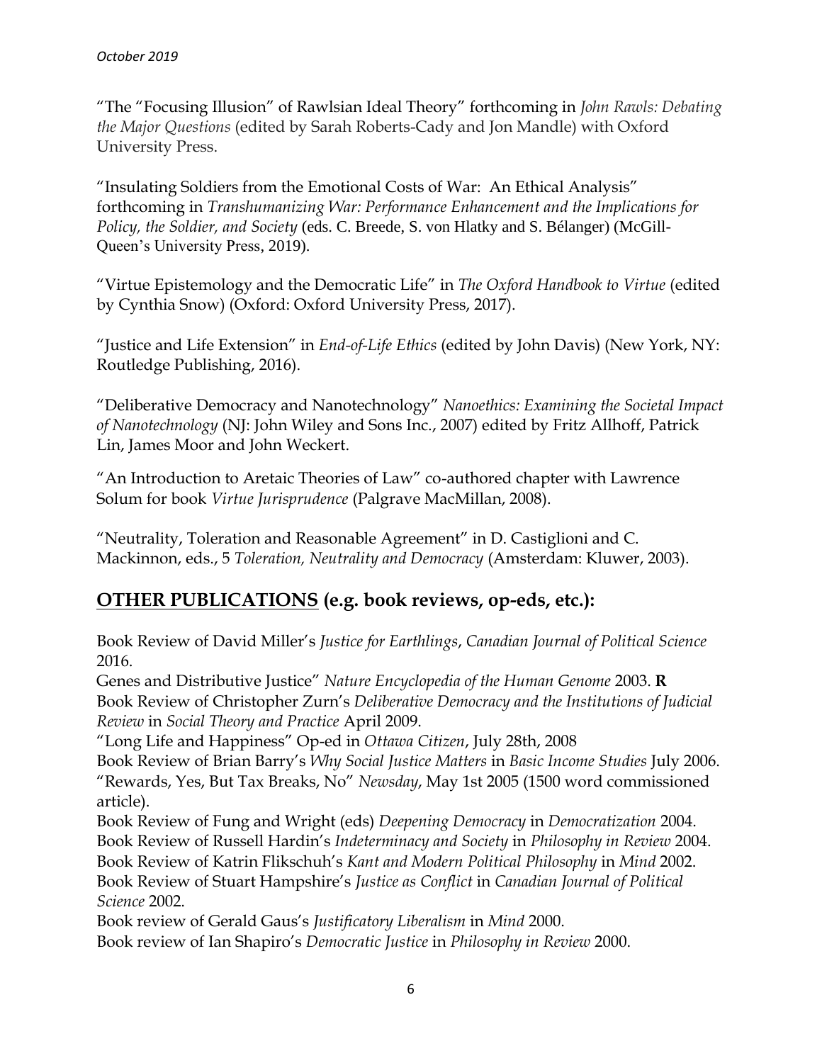"The "Focusing Illusion" of Rawlsian Ideal Theory" forthcoming in *John Rawls: Debating the Major Questions* (edited by Sarah Roberts-Cady and Jon Mandle) with Oxford University Press.

"Insulating Soldiers from the Emotional Costs of War: An Ethical Analysis" forthcoming in *Transhumanizing War: Performance Enhancement and the Implications for Policy, the Soldier, and Society* (eds. C. Breede, S. von Hlatky and S. Bélanger) (McGill-Queen's University Press, 2019).

"Virtue Epistemology and the Democratic Life" in *The Oxford Handbook to Virtue* (edited by Cynthia Snow) (Oxford: Oxford University Press, 2017).

"Justice and Life Extension" in *End-of-Life Ethics* (edited by John Davis) (New York, NY: Routledge Publishing, 2016).

"Deliberative Democracy and Nanotechnology" *Nanoethics: Examining the Societal Impact of Nanotechnology* (NJ: John Wiley and Sons Inc., 2007) edited by Fritz Allhoff, Patrick Lin, James Moor and John Weckert.

"An Introduction to Aretaic Theories of Law" co-authored chapter with Lawrence Solum for book *Virtue Jurisprudence* (Palgrave MacMillan, 2008).

"Neutrality, Toleration and Reasonable Agreement" in D. Castiglioni and C. Mackinnon, eds., 5 *Toleration, Neutrality and Democracy* (Amsterdam: Kluwer, 2003).

## **OTHER PUBLICATIONS** (e.g. book reviews, op-eds, etc.):

Book Review of David Miller's *Justice for Earthlings*, *Canadian Journal of Political Science* 2016.
Genes and Distributive Justice" *Nature Encyclopedia of the Human Genome* 2003. **R**
Book Review of Christopher Zurn's *Deliberative Democracy and the Institutions of Judicial Review* in *Social Theory and Practice* April 2009.
"Long Life and Happiness" Op-ed in *Ottawa Citizen*, July 28th, 2008
Book Review of Brian Barry's *Why Social Justice Matters* in *Basic Income Studies* July 2006.
"Rewards, Yes, But Tax Breaks, No" *Newsday*, May 1st 2005 (1500 word commissioned article).
Book Review of Fung and Wright (eds) *Deepening Democracy* in *Democratization* 2004.
Book Review of Russell Hardin's *Indeterminacy and Society* in *Philosophy in Review* 2004.
Book Review of Katrin Flikschuh's *Kant and Modern Political Philosophy* in *Mind* 2002.
Book Review of Stuart Hampshire's *Justice as Conflict* in *Canadian Journal of Political Science* 2002.
Book review of Gerald Gaus's *Justificatory Liberalism* in *Mind* 2000.
Book review of Ian Shapiro's *Democratic Justice* in *Philosophy in Review* 2000.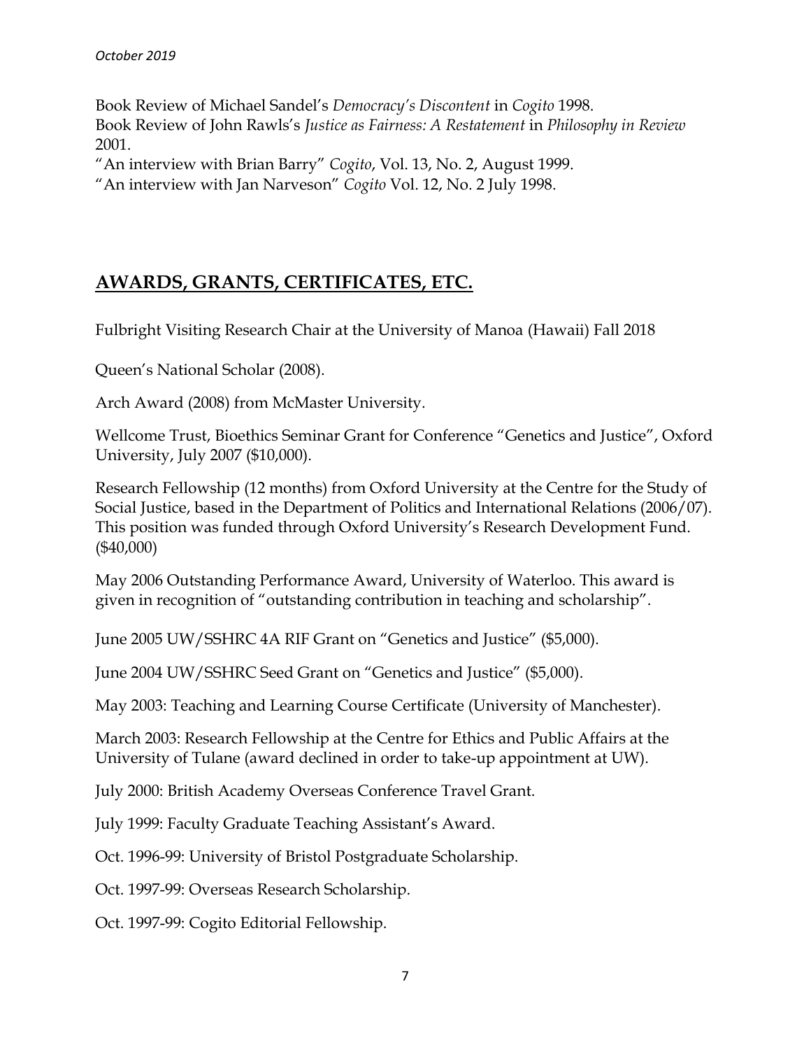Book Review of Michael Sandel's *Democracy's Discontent* in *Cogito* 1998.
Book Review of John Rawls's *Justice as Fairness: A Restatement* in *Philosophy in Review* 2001.
"An interview with Brian Barry" *Cogito*, Vol. 13, No. 2, August 1999.
"An interview with Jan Narveson" *Cogito* Vol. 12, No. 2 July 1998.

## AWARDS, GRANTS, CERTIFICATES, ETC.

Fulbright Visiting Research Chair at the University of Manoa (Hawaii) Fall 2018

Queen's National Scholar (2008).

Arch Award (2008) from McMaster University.

Wellcome Trust, Bioethics Seminar Grant for Conference "Genetics and Justice", Oxford University, July 2007 ($10,000).

Research Fellowship (12 months) from Oxford University at the Centre for the Study of Social Justice, based in the Department of Politics and International Relations (2006/07). This position was funded through Oxford University's Research Development Fund. ($40,000)

May 2006 Outstanding Performance Award, University of Waterloo. This award is given in recognition of "outstanding contribution in teaching and scholarship".

June 2005 UW/SSHRC 4A RIF Grant on "Genetics and Justice" ($5,000).

June 2004 UW/SSHRC Seed Grant on "Genetics and Justice" ($5,000).

May 2003: Teaching and Learning Course Certificate (University of Manchester).

March 2003: Research Fellowship at the Centre for Ethics and Public Affairs at the University of Tulane (award declined in order to take-up appointment at UW).

July 2000: British Academy Overseas Conference Travel Grant.

July 1999: Faculty Graduate Teaching Assistant's Award.

Oct. 1996-99: University of Bristol Postgraduate Scholarship.

Oct. 1997-99: Overseas Research Scholarship.

Oct. 1997-99: Cogito Editorial Fellowship.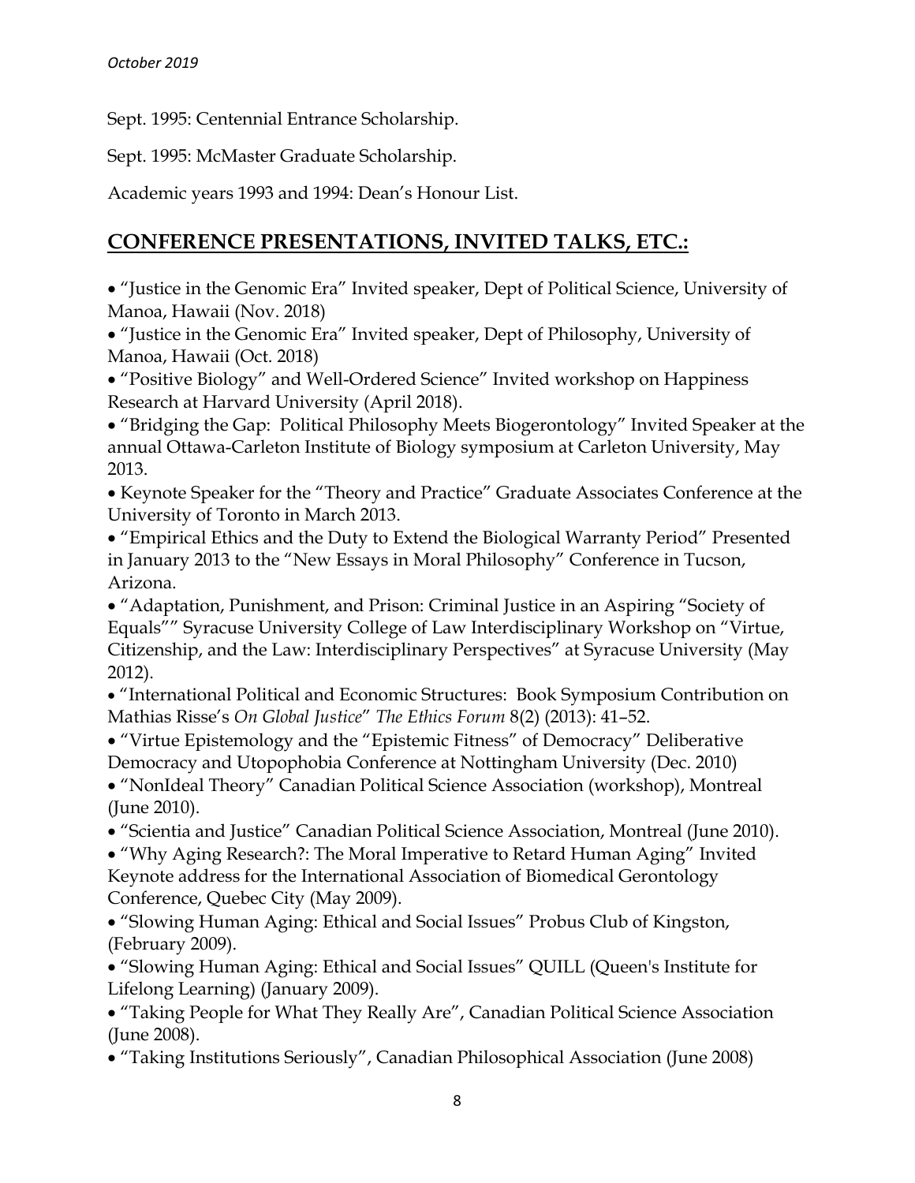Sept. 1995: Centennial Entrance Scholarship.

Sept. 1995: McMaster Graduate Scholarship.

Academic years 1993 and 1994: Dean's Honour List.

## CONFERENCE PRESENTATIONS, INVITED TALKS, ETC.:

- "Justice in the Genomic Era" Invited speaker, Dept of Political Science, University of Manoa, Hawaii (Nov. 2018)
- "Justice in the Genomic Era" Invited speaker, Dept of Philosophy, University of Manoa, Hawaii (Oct. 2018)
- "Positive Biology" and Well-Ordered Science" Invited workshop on Happiness Research at Harvard University (April 2018).
- "Bridging the Gap: Political Philosophy Meets Biogerontology" Invited Speaker at the annual Ottawa-Carleton Institute of Biology symposium at Carleton University, May 2013.
- Keynote Speaker for the "Theory and Practice" Graduate Associates Conference at the University of Toronto in March 2013.
- "Empirical Ethics and the Duty to Extend the Biological Warranty Period" Presented in January 2013 to the "New Essays in Moral Philosophy" Conference in Tucson, Arizona.
- "Adaptation, Punishment, and Prison: Criminal Justice in an Aspiring "Society of Equals"" Syracuse University College of Law Interdisciplinary Workshop on "Virtue, Citizenship, and the Law: Interdisciplinary Perspectives" at Syracuse University (May 2012).
- "International Political and Economic Structures: Book Symposium Contribution on Mathias Risse's *On Global Justice*" *The Ethics Forum* 8(2) (2013): 41–52.
- "Virtue Epistemology and the "Epistemic Fitness" of Democracy" Deliberative Democracy and Utopophobia Conference at Nottingham University (Dec. 2010)
- "NonIdeal Theory" Canadian Political Science Association (workshop), Montreal (June 2010).
- "Scientia and Justice" Canadian Political Science Association, Montreal (June 2010).
- "Why Aging Research?: The Moral Imperative to Retard Human Aging" Invited Keynote address for the International Association of Biomedical Gerontology Conference, Quebec City (May 2009).
- "Slowing Human Aging: Ethical and Social Issues" Probus Club of Kingston, (February 2009).
- "Slowing Human Aging: Ethical and Social Issues" QUILL (Queen's Institute for Lifelong Learning) (January 2009).
- "Taking People for What They Really Are", Canadian Political Science Association (June 2008).
- "Taking Institutions Seriously", Canadian Philosophical Association (June 2008)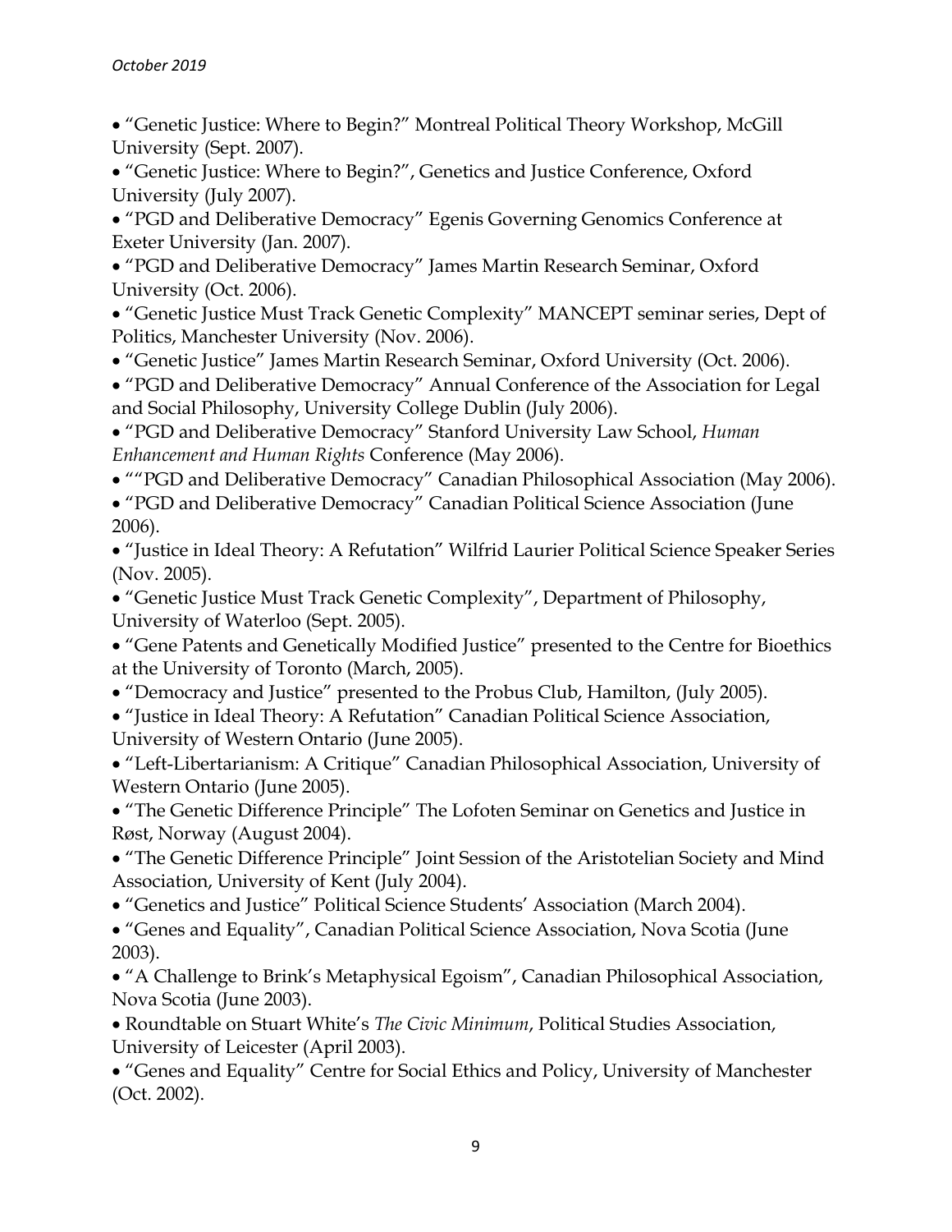- "Genetic Justice: Where to Begin?" Montreal Political Theory Workshop, McGill University (Sept. 2007).
- "Genetic Justice: Where to Begin?", Genetics and Justice Conference, Oxford University (July 2007).
- "PGD and Deliberative Democracy" Egenis Governing Genomics Conference at Exeter University (Jan. 2007).
- "PGD and Deliberative Democracy" James Martin Research Seminar, Oxford University (Oct. 2006).
- "Genetic Justice Must Track Genetic Complexity" MANCEPT seminar series, Dept of Politics, Manchester University (Nov. 2006).
- "Genetic Justice" James Martin Research Seminar, Oxford University (Oct. 2006).
- "PGD and Deliberative Democracy" Annual Conference of the Association for Legal and Social Philosophy, University College Dublin (July 2006).
- "PGD and Deliberative Democracy" Stanford University Law School, *Human Enhancement and Human Rights* Conference (May 2006).
- ""PGD and Deliberative Democracy" Canadian Philosophical Association (May 2006).
- "PGD and Deliberative Democracy" Canadian Political Science Association (June 2006).
- "Justice in Ideal Theory: A Refutation" Wilfrid Laurier Political Science Speaker Series (Nov. 2005).
- "Genetic Justice Must Track Genetic Complexity", Department of Philosophy, University of Waterloo (Sept. 2005).
- "Gene Patents and Genetically Modified Justice" presented to the Centre for Bioethics at the University of Toronto (March, 2005).
- "Democracy and Justice" presented to the Probus Club, Hamilton, (July 2005).
- "Justice in Ideal Theory: A Refutation" Canadian Political Science Association, University of Western Ontario (June 2005).
- "Left-Libertarianism: A Critique" Canadian Philosophical Association, University of Western Ontario (June 2005).
- "The Genetic Difference Principle" The Lofoten Seminar on Genetics and Justice in Røst, Norway (August 2004).
- "The Genetic Difference Principle" Joint Session of the Aristotelian Society and Mind Association, University of Kent (July 2004).
- "Genetics and Justice" Political Science Students' Association (March 2004).
- "Genes and Equality", Canadian Political Science Association, Nova Scotia (June 2003).
- "A Challenge to Brink's Metaphysical Egoism", Canadian Philosophical Association, Nova Scotia (June 2003).
- Roundtable on Stuart White's *The Civic Minimum*, Political Studies Association, University of Leicester (April 2003).
- "Genes and Equality" Centre for Social Ethics and Policy, University of Manchester (Oct. 2002).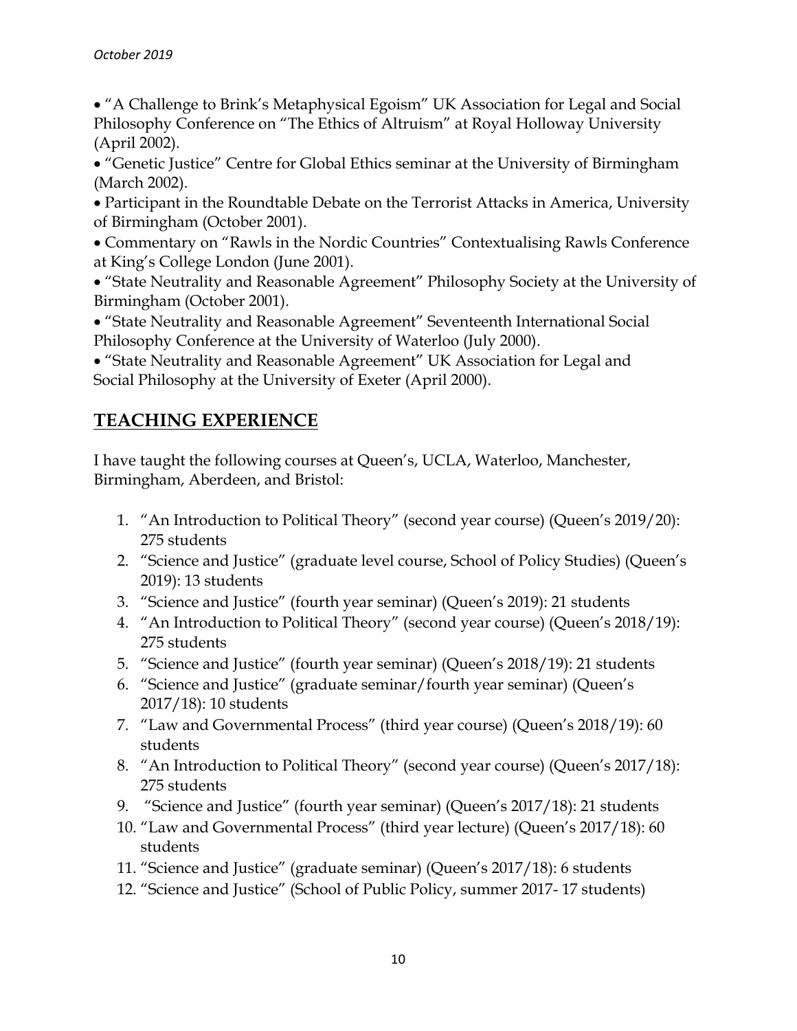- "A Challenge to Brink's Metaphysical Egoism" UK Association for Legal and Social Philosophy Conference on "The Ethics of Altruism" at Royal Holloway University (April 2002).
- "Genetic Justice" Centre for Global Ethics seminar at the University of Birmingham (March 2002).
- Participant in the Roundtable Debate on the Terrorist Attacks in America, University of Birmingham (October 2001).
- Commentary on "Rawls in the Nordic Countries" Contextualising Rawls Conference at King's College London (June 2001).
- "State Neutrality and Reasonable Agreement" Philosophy Society at the University of Birmingham (October 2001).
- "State Neutrality and Reasonable Agreement" Seventeenth International Social Philosophy Conference at the University of Waterloo (July 2000).
- "State Neutrality and Reasonable Agreement" UK Association for Legal and Social Philosophy at the University of Exeter (April 2000).

## TEACHING EXPERIENCE

I have taught the following courses at Queen's, UCLA, Waterloo, Manchester, Birmingham, Aberdeen, and Bristol:

1. "An Introduction to Political Theory" (second year course) (Queen's 2019/20): 275 students
2. "Science and Justice" (graduate level course, School of Policy Studies) (Queen's 2019): 13 students
3. "Science and Justice" (fourth year seminar) (Queen's 2019): 21 students
4. "An Introduction to Political Theory" (second year course) (Queen's 2018/19): 275 students
5. "Science and Justice" (fourth year seminar) (Queen's 2018/19): 21 students
6. "Science and Justice" (graduate seminar/fourth year seminar) (Queen's 2017/18): 10 students
7. "Law and Governmental Process" (third year course) (Queen's 2018/19): 60 students
8. "An Introduction to Political Theory" (second year course) (Queen's 2017/18): 275 students
9. "Science and Justice" (fourth year seminar) (Queen's 2017/18): 21 students
10. "Law and Governmental Process" (third year lecture) (Queen's 2017/18): 60 students
11. "Science and Justice" (graduate seminar) (Queen's 2017/18): 6 students
12. "Science and Justice" (School of Public Policy, summer 2017- 17 students)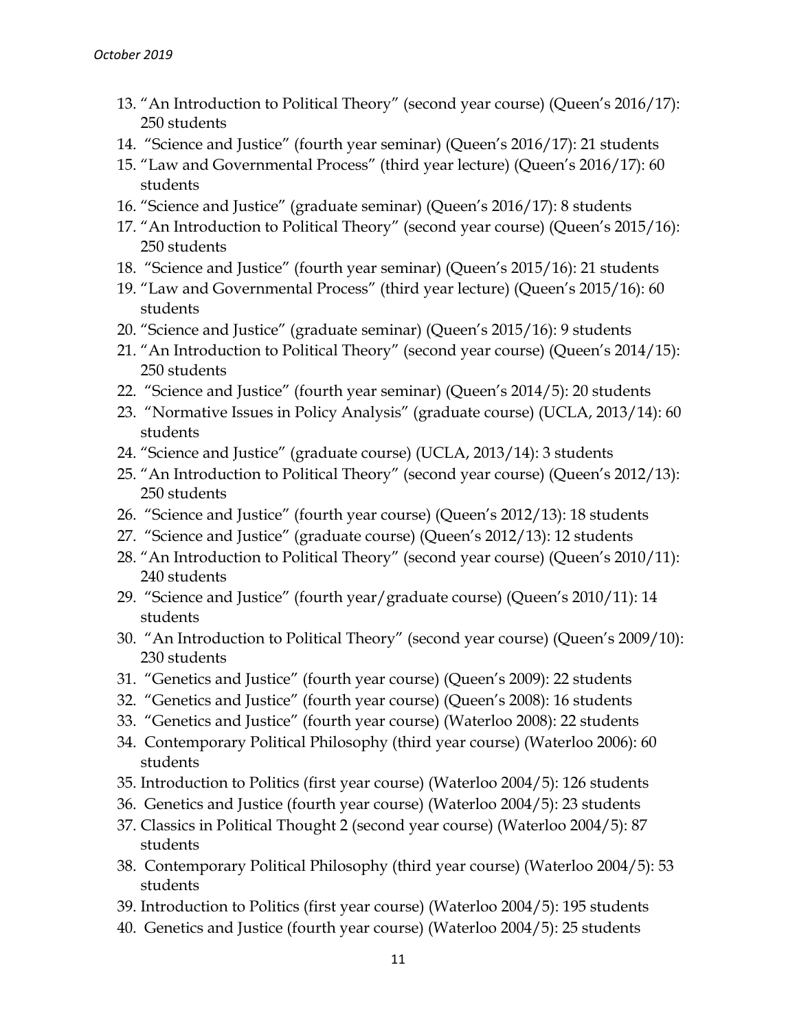13. "An Introduction to Political Theory" (second year course) (Queen's 2016/17): 250 students
14. "Science and Justice" (fourth year seminar) (Queen's 2016/17): 21 students
15. "Law and Governmental Process" (third year lecture) (Queen's 2016/17): 60 students
16. "Science and Justice" (graduate seminar) (Queen's 2016/17): 8 students
17. "An Introduction to Political Theory" (second year course) (Queen's 2015/16): 250 students
18. "Science and Justice" (fourth year seminar) (Queen's 2015/16): 21 students
19. "Law and Governmental Process" (third year lecture) (Queen's 2015/16): 60 students
20. "Science and Justice" (graduate seminar) (Queen's 2015/16): 9 students
21. "An Introduction to Political Theory" (second year course) (Queen's 2014/15): 250 students
22. "Science and Justice" (fourth year seminar) (Queen's 2014/5): 20 students
23. "Normative Issues in Policy Analysis" (graduate course) (UCLA, 2013/14): 60 students
24. "Science and Justice" (graduate course) (UCLA, 2013/14): 3 students
25. "An Introduction to Political Theory" (second year course) (Queen's 2012/13): 250 students
26. "Science and Justice" (fourth year course) (Queen's 2012/13): 18 students
27. "Science and Justice" (graduate course) (Queen's 2012/13): 12 students
28. "An Introduction to Political Theory" (second year course) (Queen's 2010/11): 240 students
29. "Science and Justice" (fourth year/graduate course) (Queen's 2010/11): 14 students
30. "An Introduction to Political Theory" (second year course) (Queen's 2009/10): 230 students
31. "Genetics and Justice" (fourth year course) (Queen's 2009): 22 students
32. "Genetics and Justice" (fourth year course) (Queen's 2008): 16 students
33. "Genetics and Justice" (fourth year course) (Waterloo 2008): 22 students
34. Contemporary Political Philosophy (third year course) (Waterloo 2006): 60 students
35. Introduction to Politics (first year course) (Waterloo 2004/5): 126 students
36. Genetics and Justice (fourth year course) (Waterloo 2004/5): 23 students
37. Classics in Political Thought 2 (second year course) (Waterloo 2004/5): 87 students
38. Contemporary Political Philosophy (third year course) (Waterloo 2004/5): 53 students
39. Introduction to Politics (first year course) (Waterloo 2004/5): 195 students
40. Genetics and Justice (fourth year course) (Waterloo 2004/5): 25 students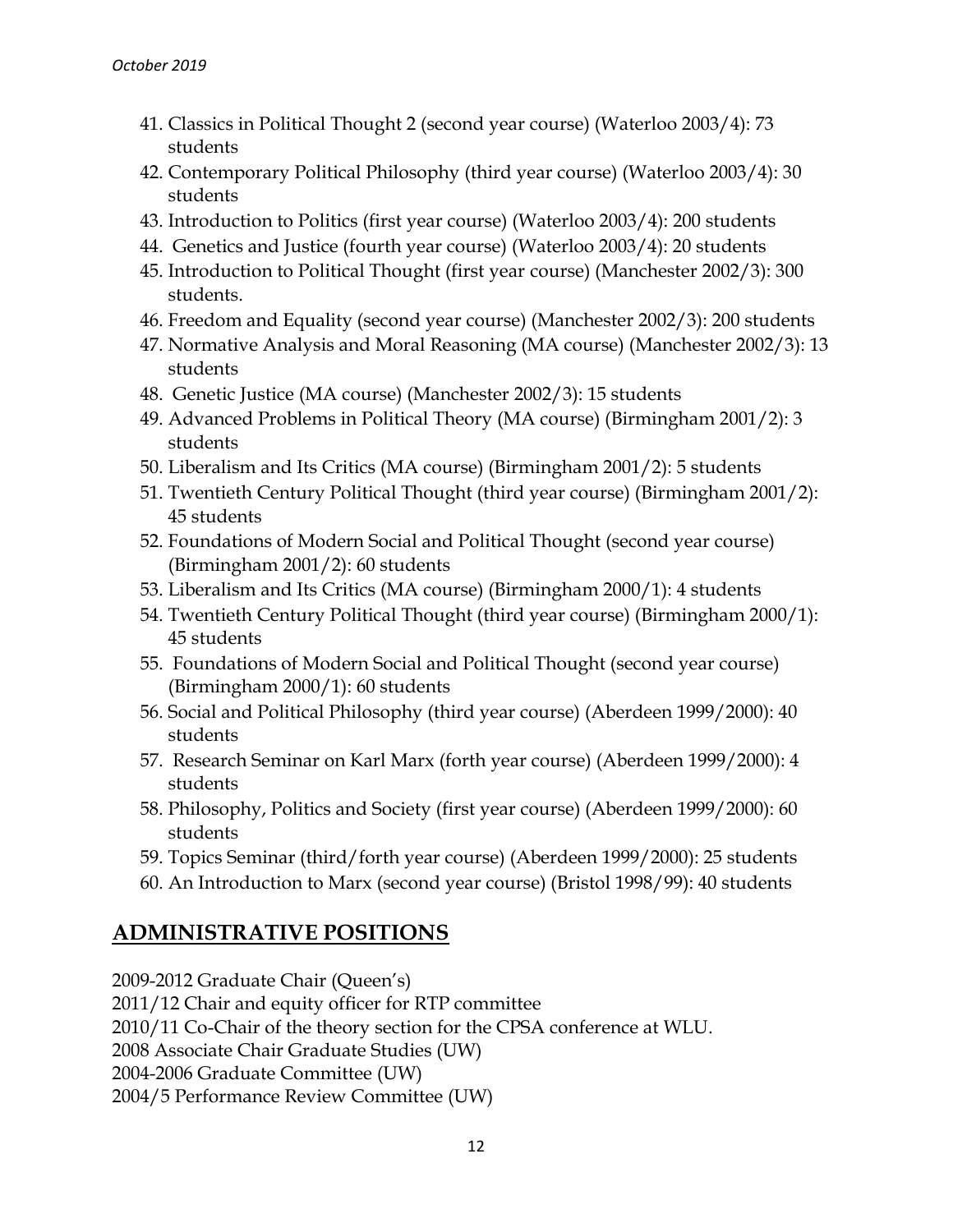41. Classics in Political Thought 2 (second year course) (Waterloo 2003/4): 73 students
42. Contemporary Political Philosophy (third year course) (Waterloo 2003/4): 30 students
43. Introduction to Politics (first year course) (Waterloo 2003/4): 200 students
44. Genetics and Justice (fourth year course) (Waterloo 2003/4): 20 students
45. Introduction to Political Thought (first year course) (Manchester 2002/3): 300 students.
46. Freedom and Equality (second year course) (Manchester 2002/3): 200 students
47. Normative Analysis and Moral Reasoning (MA course) (Manchester 2002/3): 13 students
48. Genetic Justice (MA course) (Manchester 2002/3): 15 students
49. Advanced Problems in Political Theory (MA course) (Birmingham 2001/2): 3 students
50. Liberalism and Its Critics (MA course) (Birmingham 2001/2): 5 students
51. Twentieth Century Political Thought (third year course) (Birmingham 2001/2): 45 students
52. Foundations of Modern Social and Political Thought (second year course) (Birmingham 2001/2): 60 students
53. Liberalism and Its Critics (MA course) (Birmingham 2000/1): 4 students
54. Twentieth Century Political Thought (third year course) (Birmingham 2000/1): 45 students
55. Foundations of Modern Social and Political Thought (second year course) (Birmingham 2000/1): 60 students
56. Social and Political Philosophy (third year course) (Aberdeen 1999/2000): 40 students
57. Research Seminar on Karl Marx (forth year course) (Aberdeen 1999/2000): 4 students
58. Philosophy, Politics and Society (first year course) (Aberdeen 1999/2000): 60 students
59. Topics Seminar (third/forth year course) (Aberdeen 1999/2000): 25 students
60. An Introduction to Marx (second year course) (Bristol 1998/99): 40 students

## ADMINISTRATIVE POSITIONS

2009-2012 Graduate Chair (Queen's)
2011/12 Chair and equity officer for RTP committee
2010/11 Co-Chair of the theory section for the CPSA conference at WLU.
2008 Associate Chair Graduate Studies (UW)
2004-2006 Graduate Committee (UW)
2004/5 Performance Review Committee (UW)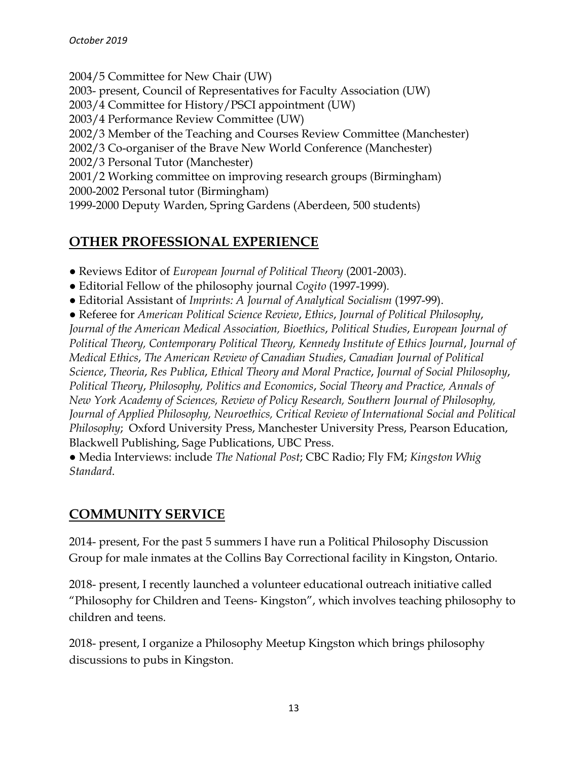2004/5 Committee for New Chair (UW)
2003- present, Council of Representatives for Faculty Association (UW)
2003/4 Committee for History/PSCI appointment (UW)
2003/4 Performance Review Committee (UW)
2002/3 Member of the Teaching and Courses Review Committee (Manchester)
2002/3 Co-organiser of the Brave New World Conference (Manchester)
2002/3 Personal Tutor (Manchester)
2001/2 Working committee on improving research groups (Birmingham)
2000-2002 Personal tutor (Birmingham)
1999-2000 Deputy Warden, Spring Gardens (Aberdeen, 500 students)

## OTHER PROFESSIONAL EXPERIENCE

- Reviews Editor of *European Journal of Political Theory* (2001-2003).
- Editorial Fellow of the philosophy journal *Cogito* (1997-1999).
- Editorial Assistant of *Imprints: A Journal of Analytical Socialism* (1997-99).
- Referee for *American Political Science Review*, *Ethics*, *Journal of Political Philosophy*, *Journal of the American Medical Association, Bioethics*, *Political Studies*, *European Journal of Political Theory, Contemporary Political Theory, Kennedy Institute of Ethics Journal*, *Journal of Medical Ethics*, *The American Review of Canadian Studies*, *Canadian Journal of Political Science*, *Theoria*, *Res Publica*, *Ethical Theory and Moral Practice*, *Journal of Social Philosophy*, *Political Theory*, *Philosophy, Politics and Economics*, *Social Theory and Practice, Annals of New York Academy of Sciences, Review of Policy Research, Southern Journal of Philosophy, Journal of Applied Philosophy, Neuroethics, Critical Review of International Social and Political Philosophy*; Oxford University Press, Manchester University Press, Pearson Education, Blackwell Publishing, Sage Publications, UBC Press.
- Media Interviews: include *The National Post*; CBC Radio; Fly FM; *Kingston Whig Standard*.

## COMMUNITY SERVICE

2014- present, For the past 5 summers I have run a Political Philosophy Discussion Group for male inmates at the Collins Bay Correctional facility in Kingston, Ontario.

2018- present, I recently launched a volunteer educational outreach initiative called "Philosophy for Children and Teens- Kingston", which involves teaching philosophy to children and teens.

2018- present, I organize a Philosophy Meetup Kingston which brings philosophy discussions to pubs in Kingston.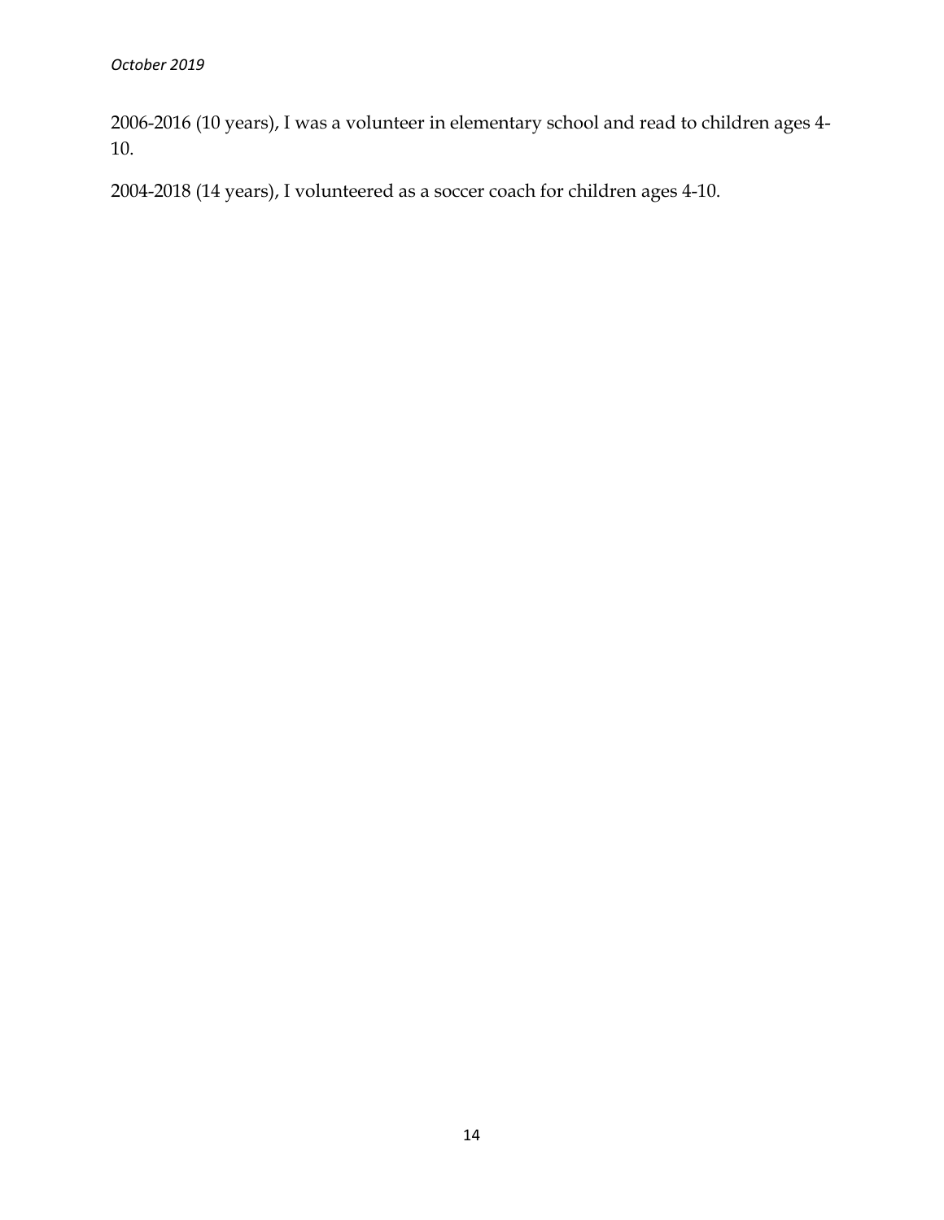2006-2016 (10 years), I was a volunteer in elementary school and read to children ages 4-10.

2004-2018 (14 years), I volunteered as a soccer coach for children ages 4-10.